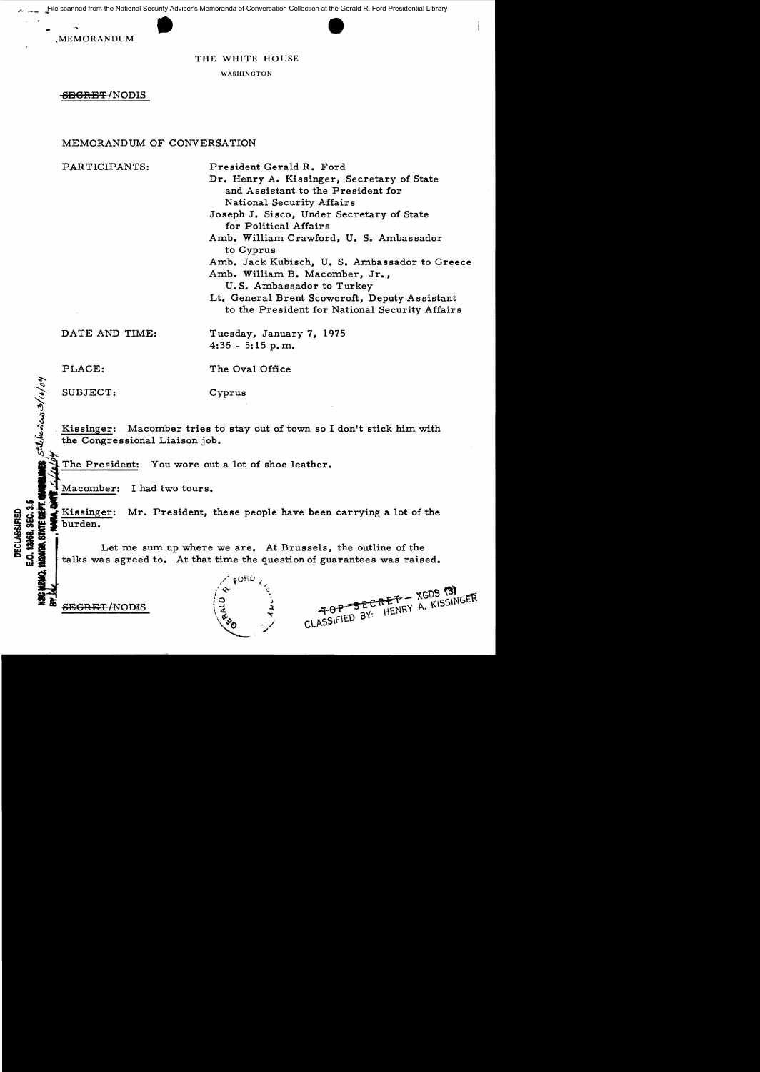File scanned from the National Security Adviser's Memoranda of Conversation Collection at the Gerald R. Ford Presidential Library

MEMORANDUM

THE WHITE HOUSE

WASHINGTON

~~SECRET~~/NODIS

MEMORANDUM OF CONVERSATION

PARTICIPANTS: President Gerald R. Ford
Dr. Henry A. Kissinger, Secretary of State and Assistant to the President for National Security Affairs
Joseph J. Sisco, Under Secretary of State for Political Affairs
Amb. William Crawford, U. S. Ambassador to Cyprus
Amb. Jack Kubisch, U. S. Ambassador to Greece
Amb. William B. Macomber, Jr., U.S. Ambassador to Turkey
Lt. General Brent Scowcroft, Deputy Assistant to the President for National Security Affairs

DATE AND TIME: Tuesday, January 7, 1975
4:35 - 5:15 p.m.

PLACE: The Oval Office

SUBJECT: Cyprus

Kissinger: Macomber tries to stay out of town so I don't stick him with the Congressional Liaison job.

The President: You wore out a lot of shoe leather.

Macomber: I had two tours.

Kissinger: Mr. President, these people have been carrying a lot of the burden.

Let me sum up where we are. At Brussels, the outline of the talks was agreed to. At that time the question of guarantees was raised.

DECLASSIFIED
E.O. 12958, SEC. 3.5
NSC MEMO, 11/24/98, STATE DEPT. GUIDELINES, State Review 3/10/04
BY [illegible], NARA, DATE 5/4/04

~~SECRET~~/NODIS

~~TOP SECRET~~ – XGDS (3)
CLASSIFIED BY: HENRY A. KISSINGER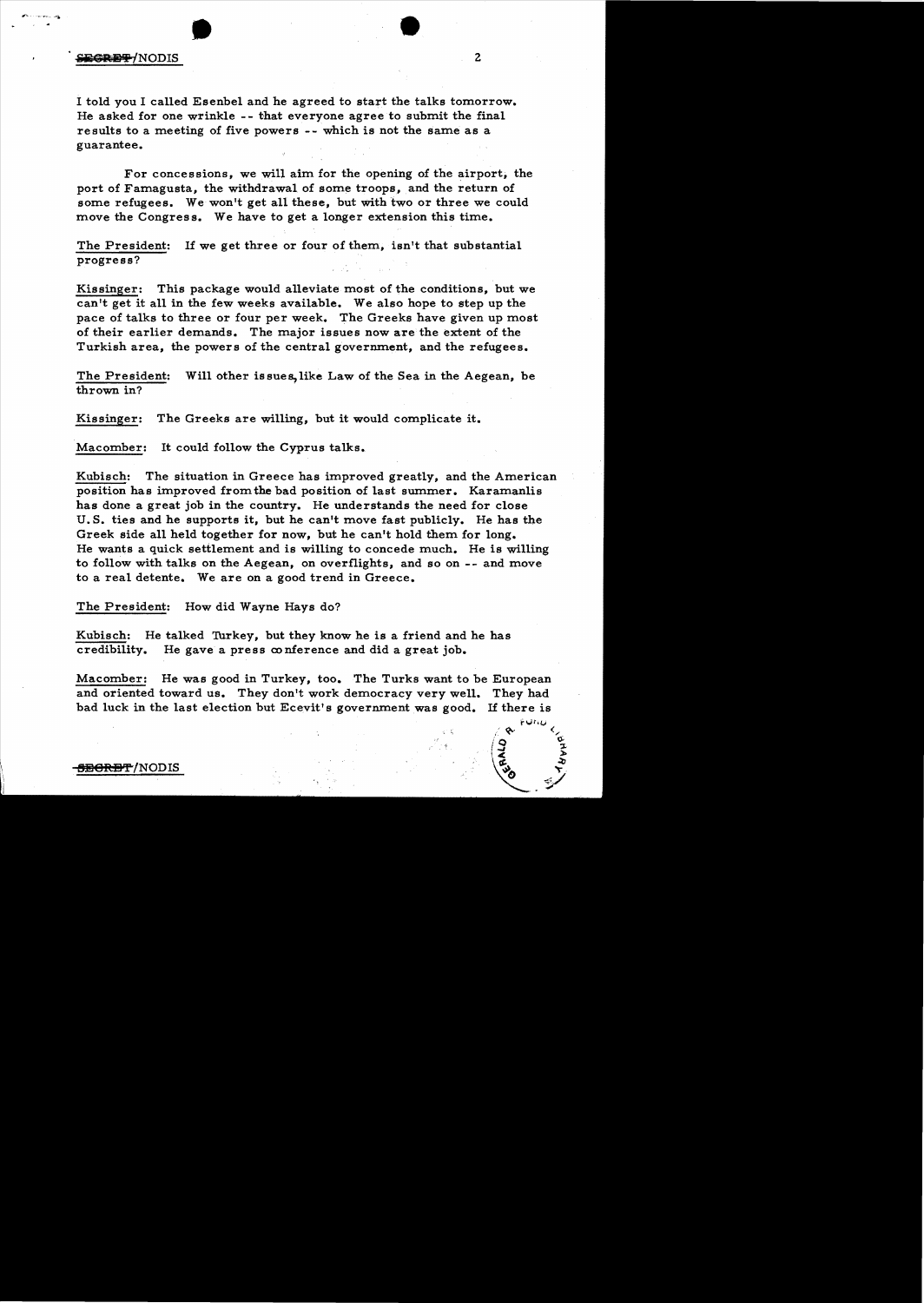I told you I called Esenbel and he agreed to start the talks tomorrow. He asked for one wrinkle -- that everyone agree to submit the final results to a meeting of five powers -- which is not the same as a guarantee.

For concessions, we will aim for the opening of the airport, the port of Famagusta, the withdrawal of some troops, and the return of some refugees. We won't get all these, but with two or three we could move the Congress. We have to get a longer extension this time.

The President: If we get three or four of them, isn't that substantial progress?

Kissinger: This package would alleviate most of the conditions, but we can't get it all in the few weeks available. We also hope to step up the pace of talks to three or four per week. The Greeks have given up most of their earlier demands. The major issues now are the extent of the Turkish area, the powers of the central government, and the refugees.

The President: Will other issues, like Law of the Sea in the Aegean, be thrown in?

Kissinger: The Greeks are willing, but it would complicate it.

Macomber: It could follow the Cyprus talks.

Kubisch: The situation in Greece has improved greatly, and the American position has improved from the bad position of last summer. Karamanlis has done a great job in the country. He understands the need for close U.S. ties and he supports it, but he can't move fast publicly. He has the Greek side all held together for now, but he can't hold them for long. He wants a quick settlement and is willing to concede much. He is willing to follow with talks on the Aegean, on overflights, and so on -- and move to a real detente. We are on a good trend in Greece.

The President: How did Wayne Hays do?

Kubisch: He talked Turkey, but they know he is a friend and he has credibility. He gave a press conference and did a great job.

Macomber: He was good in Turkey, too. The Turks want to be European and oriented toward us. They don't work democracy very well. They had bad luck in the last election but Ecevit's government was good. If there is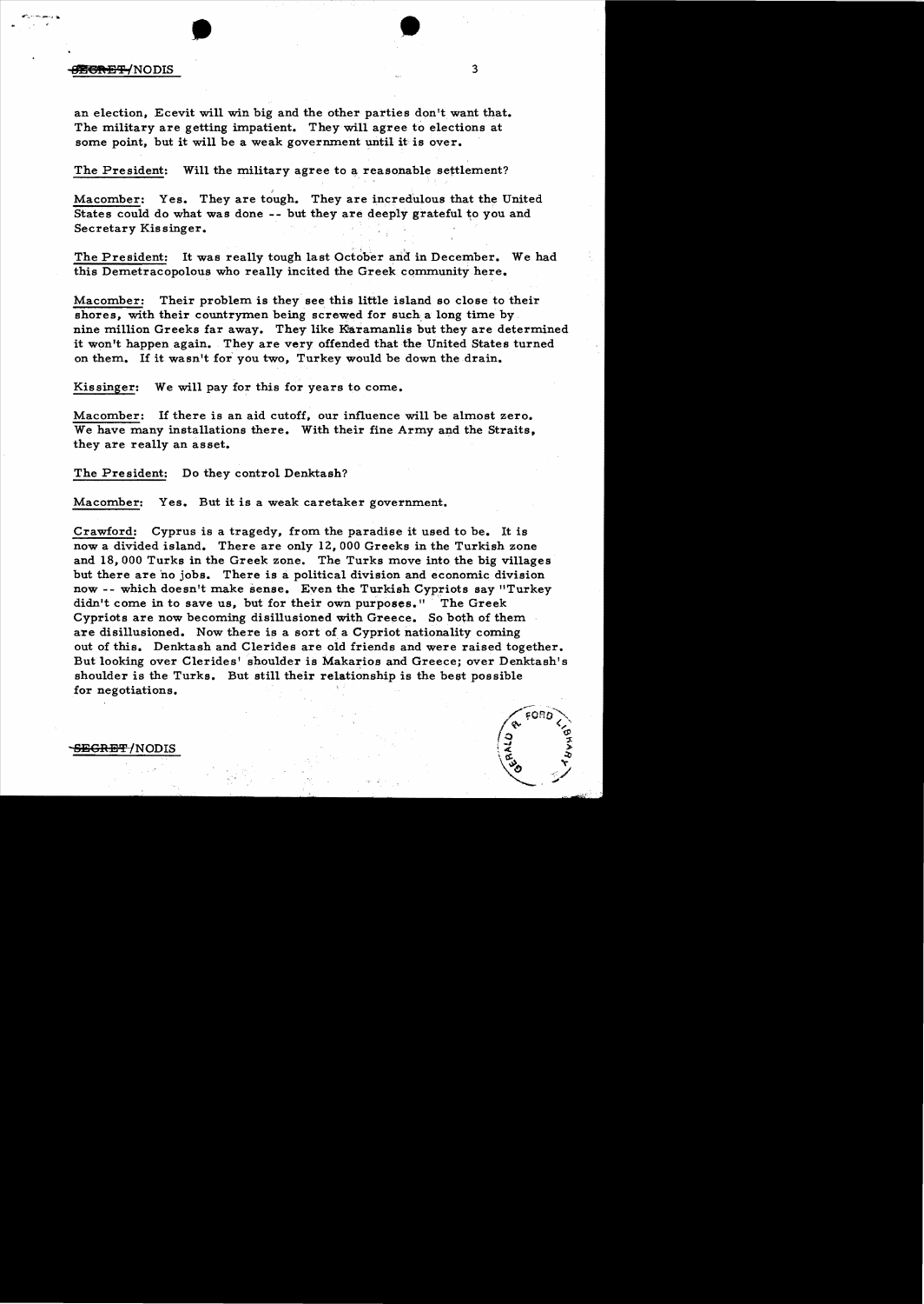an election, Ecevit will win big and the other parties don't want that. The military are getting impatient. They will agree to elections at some point, but it will be a weak government until it is over.

The President: Will the military agree to a reasonable settlement?

Macomber: Yes. They are tough. They are incredulous that the United States could do what was done -- but they are deeply grateful to you and Secretary Kissinger.

The President: It was really tough last October and in December. We had this Demetracopolous who really incited the Greek community here.

Macomber: Their problem is they see this little island so close to their shores, with their countrymen being screwed for such a long time by nine million Greeks far away. They like Karamanlis but they are determined it won't happen again. They are very offended that the United States turned on them. If it wasn't for you two, Turkey would be down the drain.

Kissinger: We will pay for this for years to come.

Macomber: If there is an aid cutoff, our influence will be almost zero. We have many installations there. With their fine Army and the Straits, they are really an asset.

The President: Do they control Denktash?

Macomber: Yes. But it is a weak caretaker government.

Crawford: Cyprus is a tragedy, from the paradise it used to be. It is now a divided island. There are only 12,000 Greeks in the Turkish zone and 18,000 Turks in the Greek zone. The Turks move into the big villages but there are no jobs. There is a political division and economic division now -- which doesn't make sense. Even the Turkish Cypriots say "Turkey didn't come in to save us, but for their own purposes." The Greek Cypriots are now becoming disillusioned with Greece. So both of them are disillusioned. Now there is a sort of a Cypriot nationality coming out of this. Denktash and Clerides are old friends and were raised together. But looking over Clerides' shoulder is Makarios and Greece; over Denktash's shoulder is the Turks. But still their relationship is the best possible for negotiations.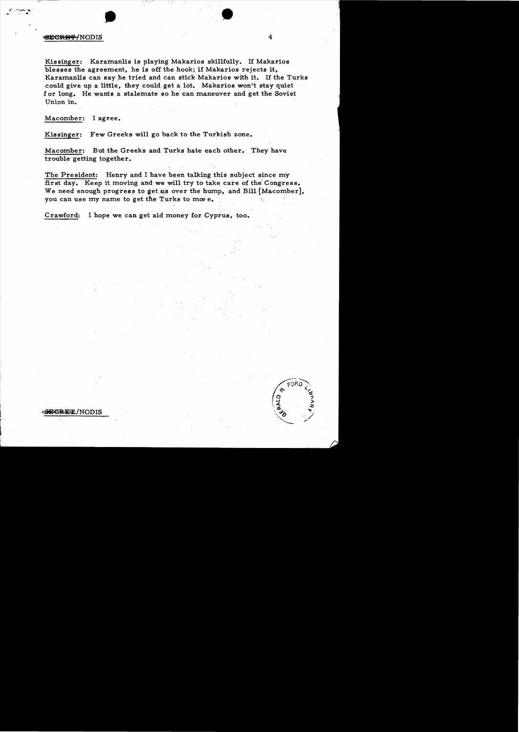Kissinger: Karamanlis is playing Makarios skillfully. If Makarios blesses the agreement, he is off the hook; if Makarios rejects it, Karamanlis can say he tried and can stick Makarios with it. If the Turks could give up a little, they could get a lot. Makarios won't stay quiet for long. He wants a stalemate so he can maneuver and get the Soviet Union in.

Macomber: I agree.

Kissinger: Few Greeks will go back to the Turkish zone.

Macomber: But the Greeks and Turks hate each other. They have trouble getting together.

The President: Henry and I have been talking this subject since my first day. Keep it moving and we will try to take care of the Congress. We need enough progress to get us over the hump, and Bill [Macomber], you can use my name to get the Turks to move.

Crawford: I hope we can get aid money for Cyprus, too.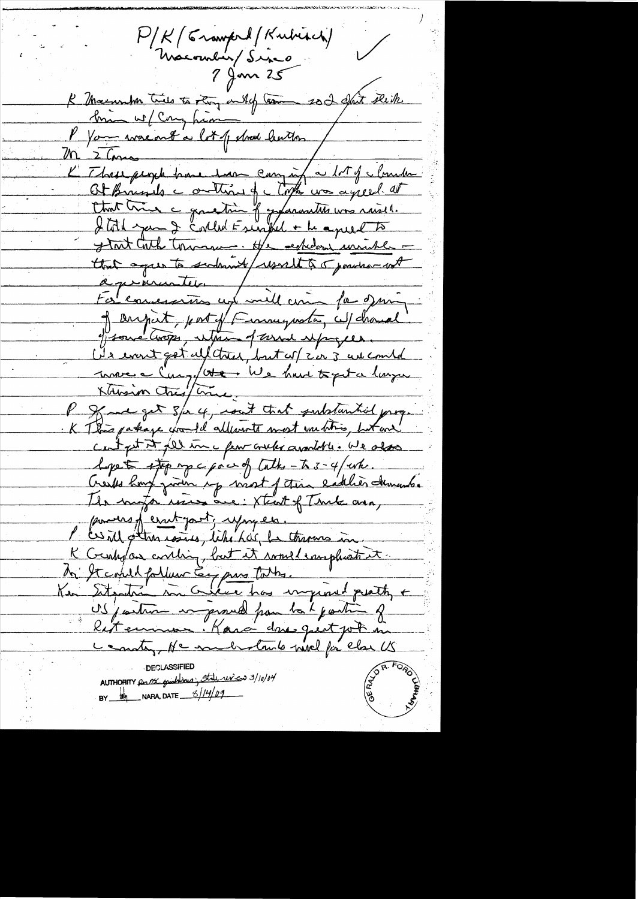P/K/Crawford/Kubisch/
Macomber/Sisco
7 Jan 25

K Macomber tries to stay out of town so I don't stick him w/ Cong hearings.

P You want a lot of shoe leather.

M 2 Cams

K These people have been carrying a lot of burden. At Brussels a outline of a Cyprus was agreed. At that time a question of guarantees was raised. I told you I called Esenbel & he agreed to start talks tomorrow. He seldom wrinkles — that agrees to submit/wrote to 5 powers — not a guarantee.

For concessions we will come for opening of airport, port of Famagusta, w/drawal of some troops, return of some refugees. We won't get all these, but w/ 2 or 3 we could move a Cong/ote. We have to get a longer extension this time.

P If we get 3 or 4, isn't that substantial prog.

K This package would alleviate most emotions, but we can't get it all in a few weeks available. We also hope to step up a pace of talks — to 3-4/wk. Greeks have given up most of their earlier demands. The major issues are: extent of Turk area, powers of central govt, refugees.

P Will other issues, like LOS, be thrown in.

K Greeks are willing, but it would complicate it.

In It could follow easy pres talks.

Ku Situation in Greece has improved greatly & US position improved from low position of last summer. Karamanlis does great job in country. He understands need for close US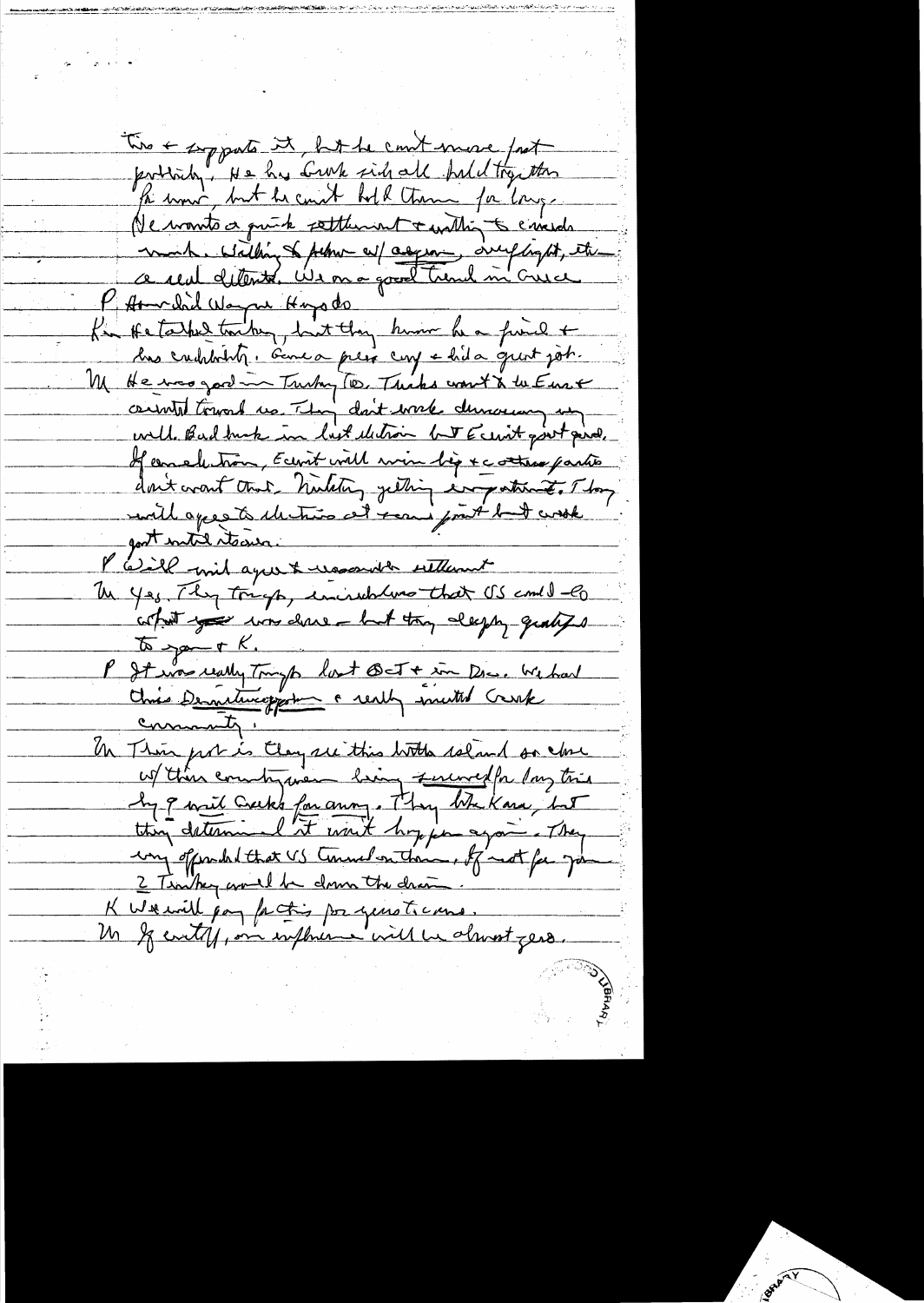Tito + supports it, but he can't move fast politically. He has Greek side all held together for now, but he can't hold them for long. He wants a quick settlement + willing to concede much. Walking to freedom w/ aegean, overflight, etc – a real detente. We on a good trend in Greece.

P How did Wayne Hays do

K He talked tonight, but they know he's a friend + has credibility. Came a press cony + did a great job.

M He was good in Turkey too. Turks want to be Europe + oriented toward us. They don't work democracy very well. Bad luck in last election but Ecevit got good. If an election, Ecevit will win big + other parties don't want that. Military getting impatient. They will agree to elections at some point but work first until then.

P Will mil agree to reasonable settlement

M Yes. They tough, incredulous that US could do what you have done – but they deeply grateful to you + K.

P It was really tough last Oct + in Dec. We had this Demo-Congress + really irritated Greek community.

M Their point is they see this little island so close w/ their countrymen being ~~scr~~ screwed for long time by 7 mil Greeks far away. They like Kara, but they determined it won't happen again. They very offended that US turned on them. If not for you 2 Turkey would be down the drain.

K We will pay for this pro-genocidic coup.

M If cutoff, our influence will be almost zero.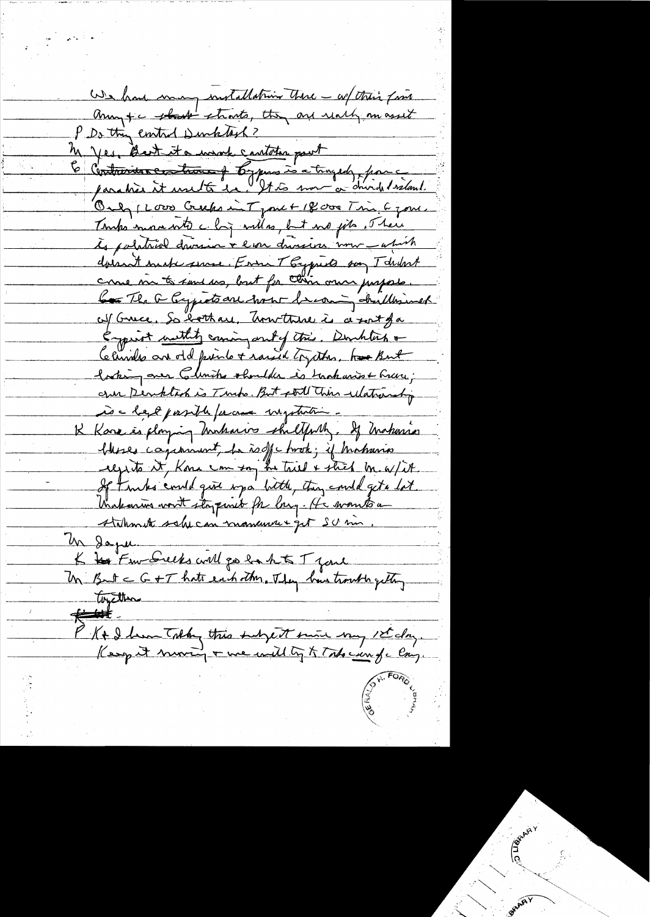We have many installations there – w/ their (?) Army & strait, they are really an asset.

P Do they control Dardanelles?

M Yes. But it a weak container part

E Contrary of Cyprus is a tragedy, for a paradise it used to be. It is now a divided island. Only 120,000 Greeks in T zone + 18,000 Turks in G zone. Turks moved into c big villas, but no jobs. There is political division + econ division now – which doesn't make sense. Even T Cypriots say T didn't come in to save us, but for their own purposes. The G Cypriots are now becoming disillusioned w/ Greece. So both are. Now there is a sort of Cypriot identity coming out of this. Denktash + Clerides are old friends + raised together. But looking over Clerides shoulder is Makarios + Greece; over Denktash is Turks. But still their relationship is a best possible for a negotiation.

K Karamanlis is playing Makarios skillfully. If Makarios blesses agreement, he is off c hook; if Makarios rejects it, Kara can say he tried + stuck him w/ it. If Turks could give up a little, they could get a lot. Makarios won't stay quiet for long. He wants a settlement so he can maneuver + get SU in.

M Agree.

K Few Greeks will go back to T zone

M But c G + T hate each other. They have trouble getting together.

P K + I have talking this subject since my 1st day. Keep it moving + we will try to take care of c Cong.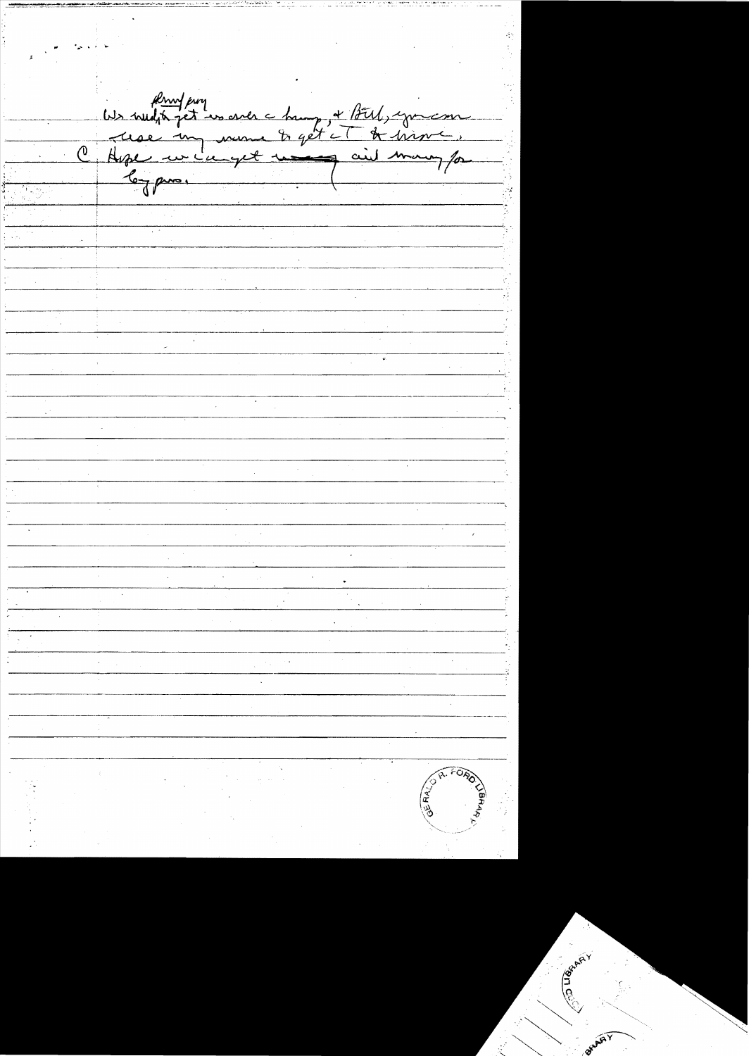Anyway
We wouldn't get us over c hump, + Bill, you can use my name to get c T to move.

C Hope we can get aid money for Cyprus.